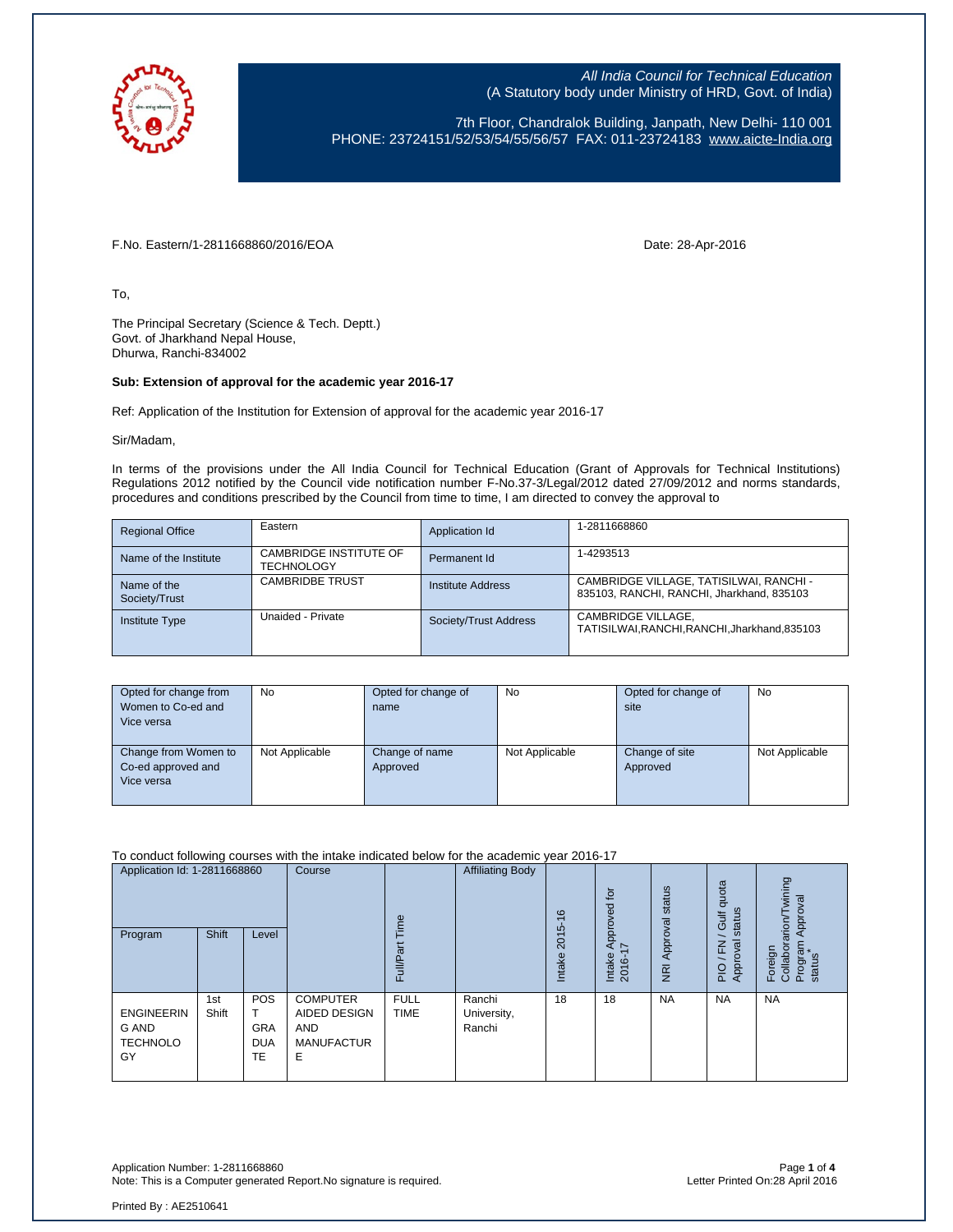*All India Council for Technical Education*
(A Statutory body under Ministry of HRD, Govt. of India)

7th Floor, Chandralok Building, Janpath, New Delhi- 110 001
PHONE: 23724151/52/53/54/55/56/57 FAX: 011-23724183 www.aicte-India.org

F.No. Eastern/1-2811668860/2016/EOA

Date: 28-Apr-2016

To,

The Principal Secretary (Science & Tech. Deptt.)
Govt. of Jharkhand Nepal House,
Dhurwa, Ranchi-834002

**Sub: Extension of approval for the academic year 2016-17**

Ref: Application of the Institution for Extension of approval for the academic year 2016-17

Sir/Madam,

In terms of the provisions under the All India Council for Technical Education (Grant of Approvals for Technical Institutions) Regulations 2012 notified by the Council vide notification number F-No.37-3/Legal/2012 dated 27/09/2012 and norms standards, procedures and conditions prescribed by the Council from time to time, I am directed to convey the approval to

| Regional Office | Eastern | Application Id | 1-2811668860 |
|---|---|---|---|
| Name of the Institute | CAMBRIDGE INSTITUTE OF TECHNOLOGY | Permanent Id | 1-4293513 |
| Name of the Society/Trust | CAMBRIDBE TRUST | Institute Address | CAMBRIDGE VILLAGE, TATISILWAI, RANCHI - 835103, RANCHI, RANCHI, Jharkhand, 835103 |
| Institute Type | Unaided - Private | Society/Trust Address | CAMBRIDGE VILLAGE, TATISILWAI,RANCHI,RANCHI,Jharkhand,835103 |

| Opted for change from Women to Co-ed and Vice versa | No | Opted for change of name | No | Opted for change of site | No |
|---|---|---|---|---|---|
| Change from Women to Co-ed approved and Vice versa | Not Applicable | Change of name Approved | Not Applicable | Change of site Approved | Not Applicable |

To conduct following courses with the intake indicated below for the academic year 2016-17

| Application Id: 1-2811668860 | | | Course | Full/Part Time | Affiliating Body | Intake 2015-16 | Intake Approved for 2016-17 | NRI Approval status | PIO / FN / Gulf quota Approval status | Foreign Collaboration/Twining Program Approval status* |
|---|---|---|---|---|---|---|---|---|---|---|
| Program | Shift | Level | | | | | | | | |
| ENGINEERING AND TECHNOLOGY | 1st Shift | POST GRADUATE | COMPUTER AIDED DESIGN AND MANUFACTURE | FULL TIME | Ranchi University, Ranchi | 18 | 18 | NA | NA | NA |

Application Number: 1-2811668860
Note: This is a Computer generated Report.No signature is required.

Letter Printed On:28 April 2016

Printed By : AE2510641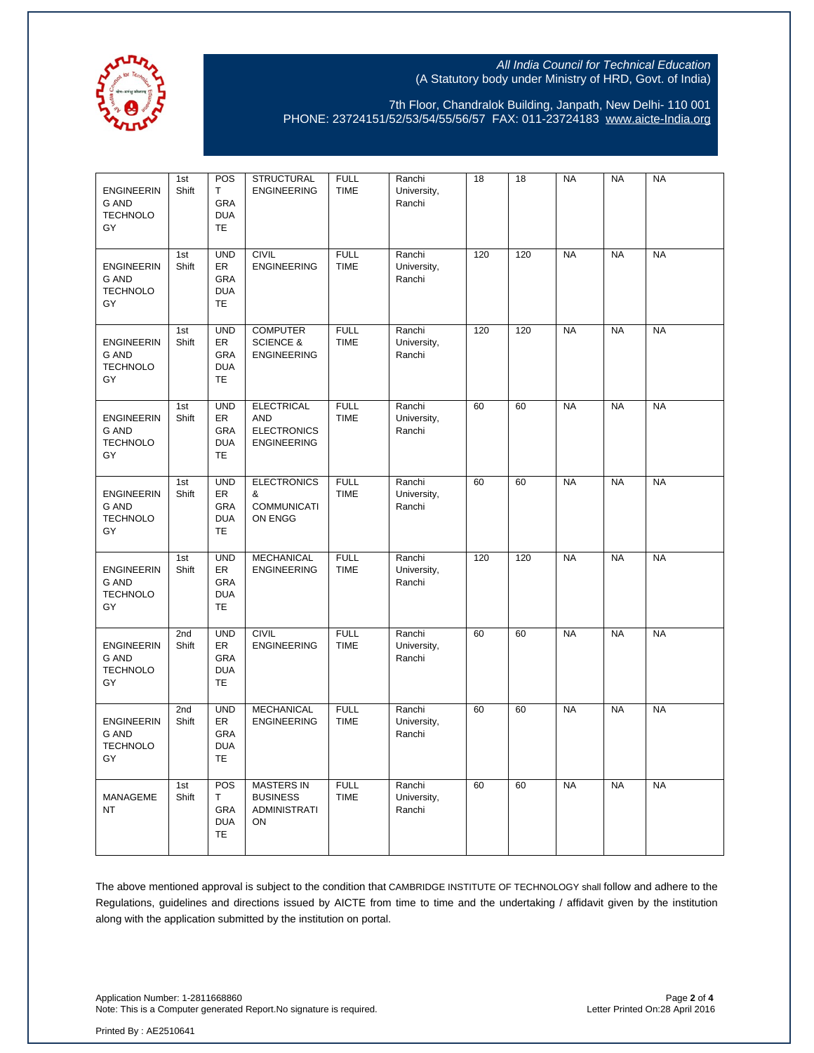| | | | | | | | | | | |
|---|---|---|---|---|---|---|---|---|---|---|
| ENGINEERING AND TECHNOLOGY | 1st Shift | POST GRADUATE | STRUCTURAL ENGINEERING | FULL TIME | Ranchi University, Ranchi | 18 | 18 | NA | NA | NA |
| ENGINEERING AND TECHNOLOGY | 1st Shift | UNDER GRADUATE | CIVIL ENGINEERING | FULL TIME | Ranchi University, Ranchi | 120 | 120 | NA | NA | NA |
| ENGINEERING AND TECHNOLOGY | 1st Shift | UNDER GRADUATE | COMPUTER SCIENCE & ENGINEERING | FULL TIME | Ranchi University, Ranchi | 120 | 120 | NA | NA | NA |
| ENGINEERING AND TECHNOLOGY | 1st Shift | UNDER GRADUATE | ELECTRICAL AND ELECTRONICS ENGINEERING | FULL TIME | Ranchi University, Ranchi | 60 | 60 | NA | NA | NA |
| ENGINEERING AND TECHNOLOGY | 1st Shift | UNDER GRADUATE | ELECTRONICS & COMMUNICATION ENGG | FULL TIME | Ranchi University, Ranchi | 60 | 60 | NA | NA | NA |
| ENGINEERING AND TECHNOLOGY | 1st Shift | UNDER GRADUATE | MECHANICAL ENGINEERING | FULL TIME | Ranchi University, Ranchi | 120 | 120 | NA | NA | NA |
| ENGINEERING AND TECHNOLOGY | 2nd Shift | UNDER GRADUATE | CIVIL ENGINEERING | FULL TIME | Ranchi University, Ranchi | 60 | 60 | NA | NA | NA |
| ENGINEERING AND TECHNOLOGY | 2nd Shift | UNDER GRADUATE | MECHANICAL ENGINEERING | FULL TIME | Ranchi University, Ranchi | 60 | 60 | NA | NA | NA |
| MANAGEMENT | 1st Shift | POST GRADUATE | MASTERS IN BUSINESS ADMINISTRATION | FULL TIME | Ranchi University, Ranchi | 60 | 60 | NA | NA | NA |

The above mentioned approval is subject to the condition that CAMBRIDGE INSTITUTE OF TECHNOLOGY shall follow and adhere to the Regulations, guidelines and directions issued by AICTE from time to time and the undertaking / affidavit given by the institution along with the application submitted by the institution on portal.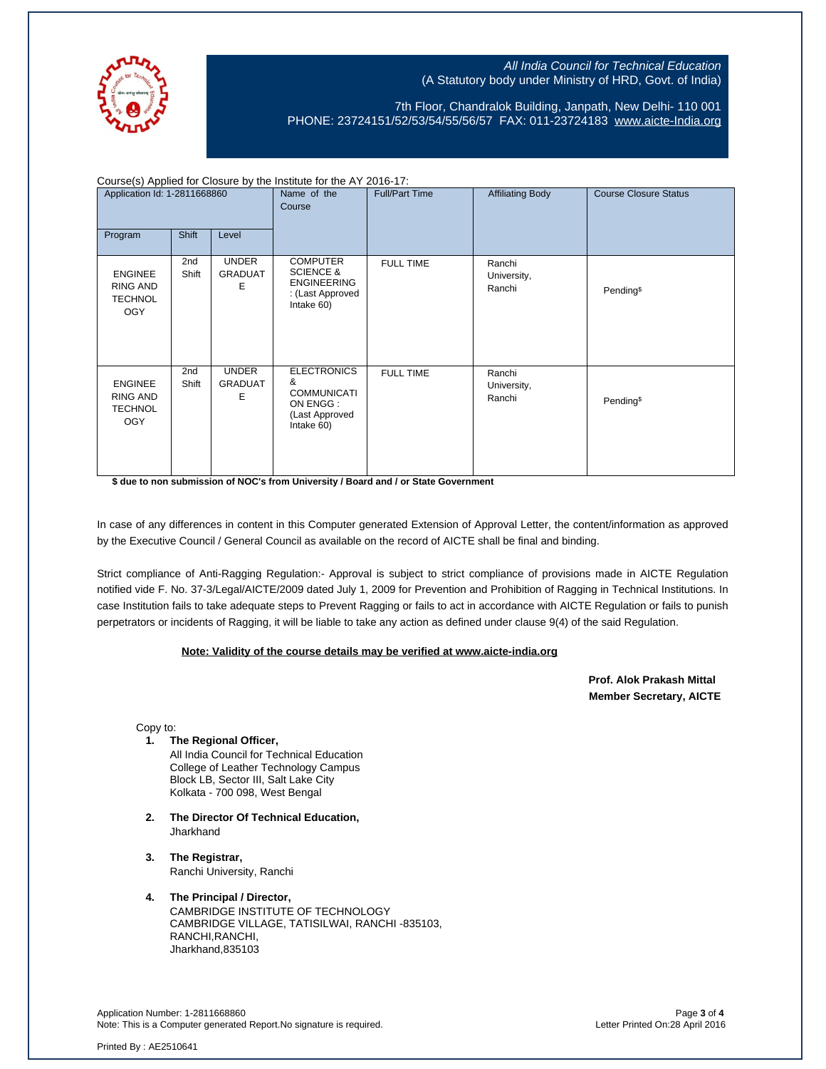*All India Council for Technical Education*
(A Statutory body under Ministry of HRD, Govt. of India)

7th Floor, Chandralok Building, Janpath, New Delhi- 110 001
PHONE: 23724151/52/53/54/55/56/57 FAX: 011-23724183 www.aicte-India.org

Course(s) Applied for Closure by the Institute for the AY 2016-17:

| Application Id: 1-2811668860 | | | Name of the Course | Full/Part Time | Affiliating Body | Course Closure Status |
|---|---|---|---|---|---|---|
| Program | Shift | Level | | | | |
| ENGINEERING AND TECHNOLOGY | 2nd Shift | UNDER GRADUATE | COMPUTER SCIENCE & ENGINEERING : (Last Approved Intake 60) | FULL TIME | Ranchi University, Ranchi | Pending$ |
| ENGINEERING AND TECHNOLOGY | 2nd Shift | UNDER GRADUATE | ELECTRONICS & COMMUNICATION ENGG : (Last Approved Intake 60) | FULL TIME | Ranchi University, Ranchi | Pending$ |

**$ due to non submission of NOC's from University / Board and / or State Government**

In case of any differences in content in this Computer generated Extension of Approval Letter, the content/information as approved by the Executive Council / General Council as available on the record of AICTE shall be final and binding.

Strict compliance of Anti-Ragging Regulation:- Approval is subject to strict compliance of provisions made in AICTE Regulation notified vide F. No. 37-3/Legal/AICTE/2009 dated July 1, 2009 for Prevention and Prohibition of Ragging in Technical Institutions. In case Institution fails to take adequate steps to Prevent Ragging or fails to act in accordance with AICTE Regulation or fails to punish perpetrators or incidents of Ragging, it will be liable to take any action as defined under clause 9(4) of the said Regulation.

**Note: Validity of the course details may be verified at www.aicte-india.org**

**Prof. Alok Prakash Mittal**
**Member Secretary, AICTE**

Copy to:

1. **The Regional Officer,**
   All India Council for Technical Education
   College of Leather Technology Campus
   Block LB, Sector III, Salt Lake City
   Kolkata - 700 098, West Bengal

2. **The Director Of Technical Education,**
   Jharkhand

3. **The Registrar,**
   Ranchi University, Ranchi

4. **The Principal / Director,**
   CAMBRIDGE INSTITUTE OF TECHNOLOGY
   CAMBRIDGE VILLAGE, TATISILWAI, RANCHI -835103,
   RANCHI,RANCHI,
   Jharkhand,835103

Application Number: 1-2811668860
Note: This is a Computer generated Report.No signature is required.

Letter Printed On:28 April 2016

Printed By : AE2510641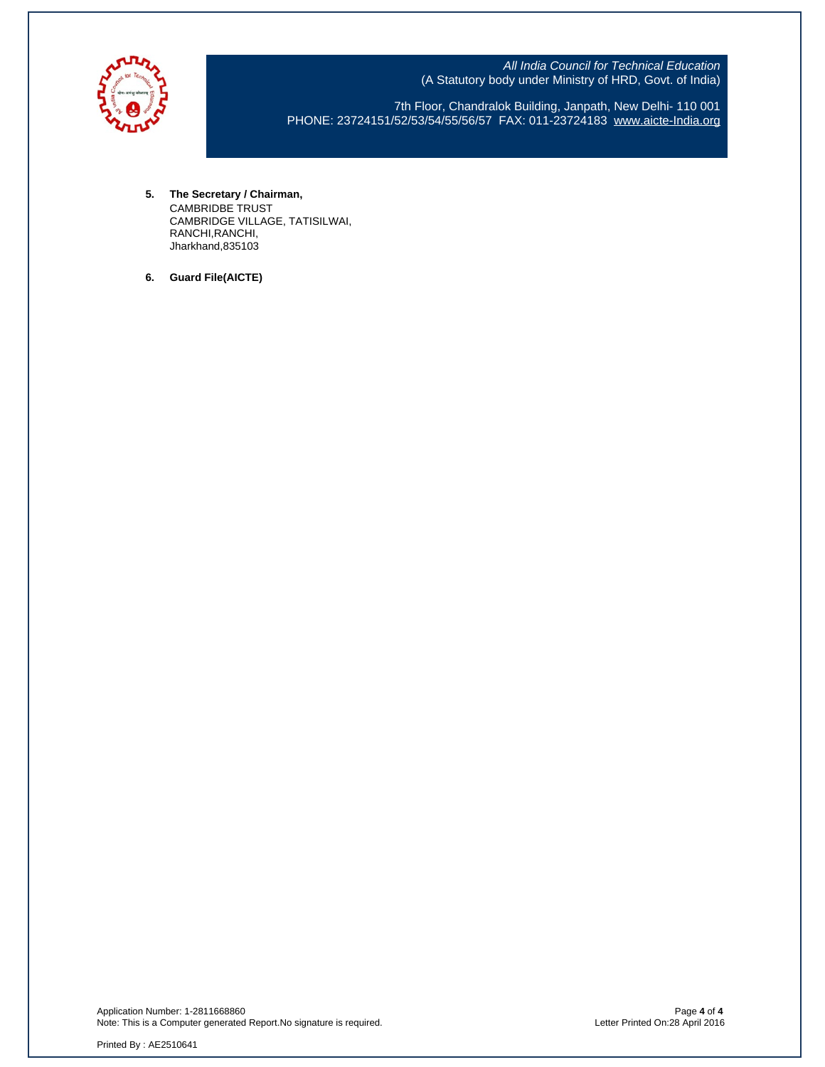*All India Council for Technical Education*
(A Statutory body under Ministry of HRD, Govt. of India)

7th Floor, Chandralok Building, Janpath, New Delhi- 110 001
PHONE: 23724151/52/53/54/55/56/57 FAX: 011-23724183 www.aicte-India.org

5. **The Secretary / Chairman,**
   CAMBRIDBE TRUST
   CAMBRIDGE VILLAGE, TATISILWAI,
   RANCHI,RANCHI,
   Jharkhand,835103

6. **Guard File(AICTE)**

Application Number: 1-2811668860
Note: This is a Computer generated Report.No signature is required.

Letter Printed On:28 April 2016

Printed By : AE2510641